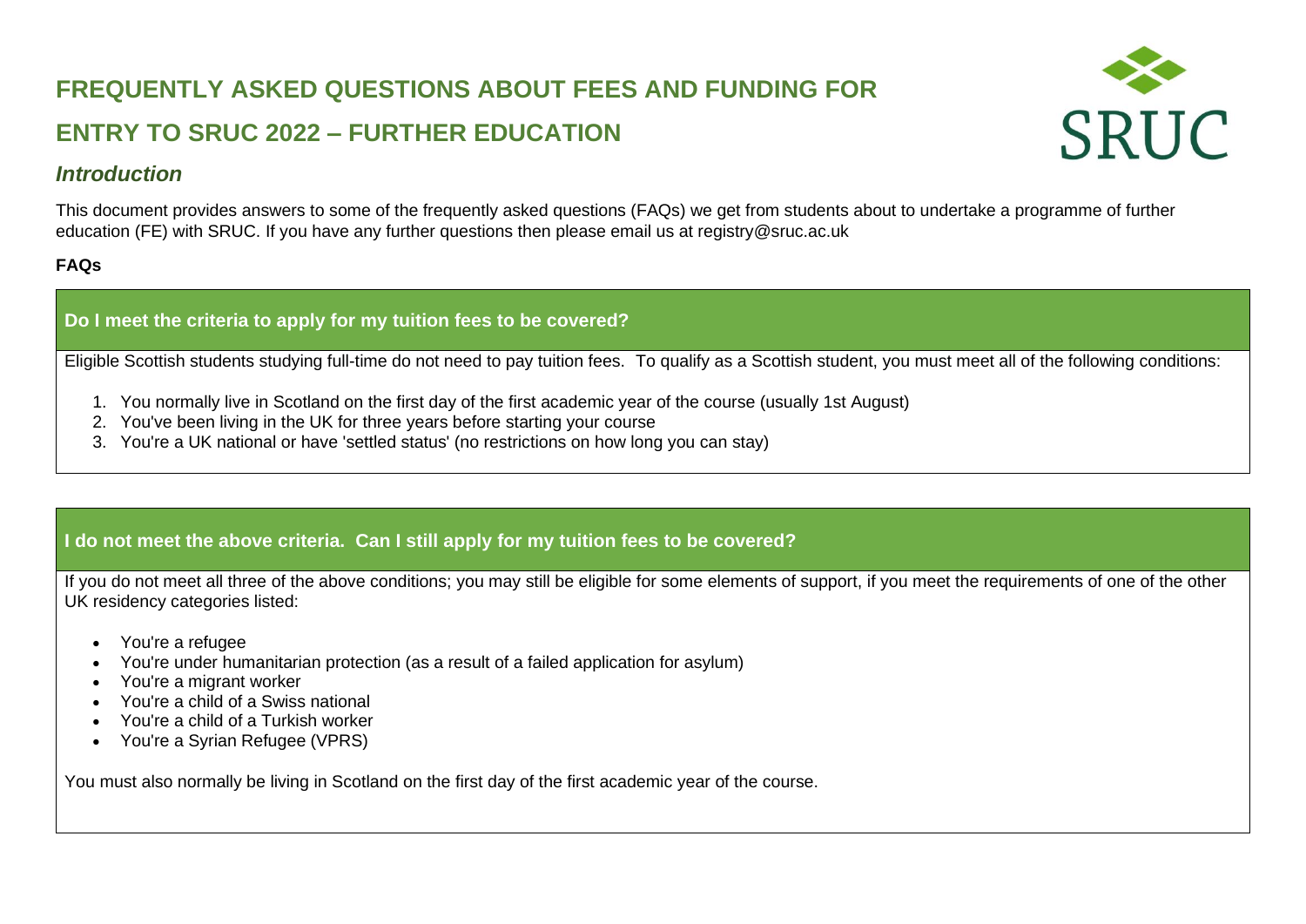# FREQUENTLY ASKED QUESTIONS ABOUT FEES AND FUNDING FOR ENTRY TO SRUC 2022 – FURTHER EDUCATION

## *Introduction*

This document provides answers to some of the frequently asked questions (FAQs) we get from students about to undertake a programme of further education (FE) with SRUC. If you have any further questions then please email us at registry@sruc.ac.uk

**FAQs**

### Do I meet the criteria to apply for my tuition fees to be covered?

Eligible Scottish students studying full-time do not need to pay tuition fees. To qualify as a Scottish student, you must meet all of the following conditions:

1. You normally live in Scotland on the first day of the first academic year of the course (usually 1st August)
2. You've been living in the UK for three years before starting your course
3. You're a UK national or have 'settled status' (no restrictions on how long you can stay)

### I do not meet the above criteria. Can I still apply for my tuition fees to be covered?

If you do not meet all three of the above conditions; you may still be eligible for some elements of support, if you meet the requirements of one of the other UK residency categories listed:

- You're a refugee
- You're under humanitarian protection (as a result of a failed application for asylum)
- You're a migrant worker
- You're a child of a Swiss national
- You're a child of a Turkish worker
- You're a Syrian Refugee (VPRS)

You must also normally be living in Scotland on the first day of the first academic year of the course.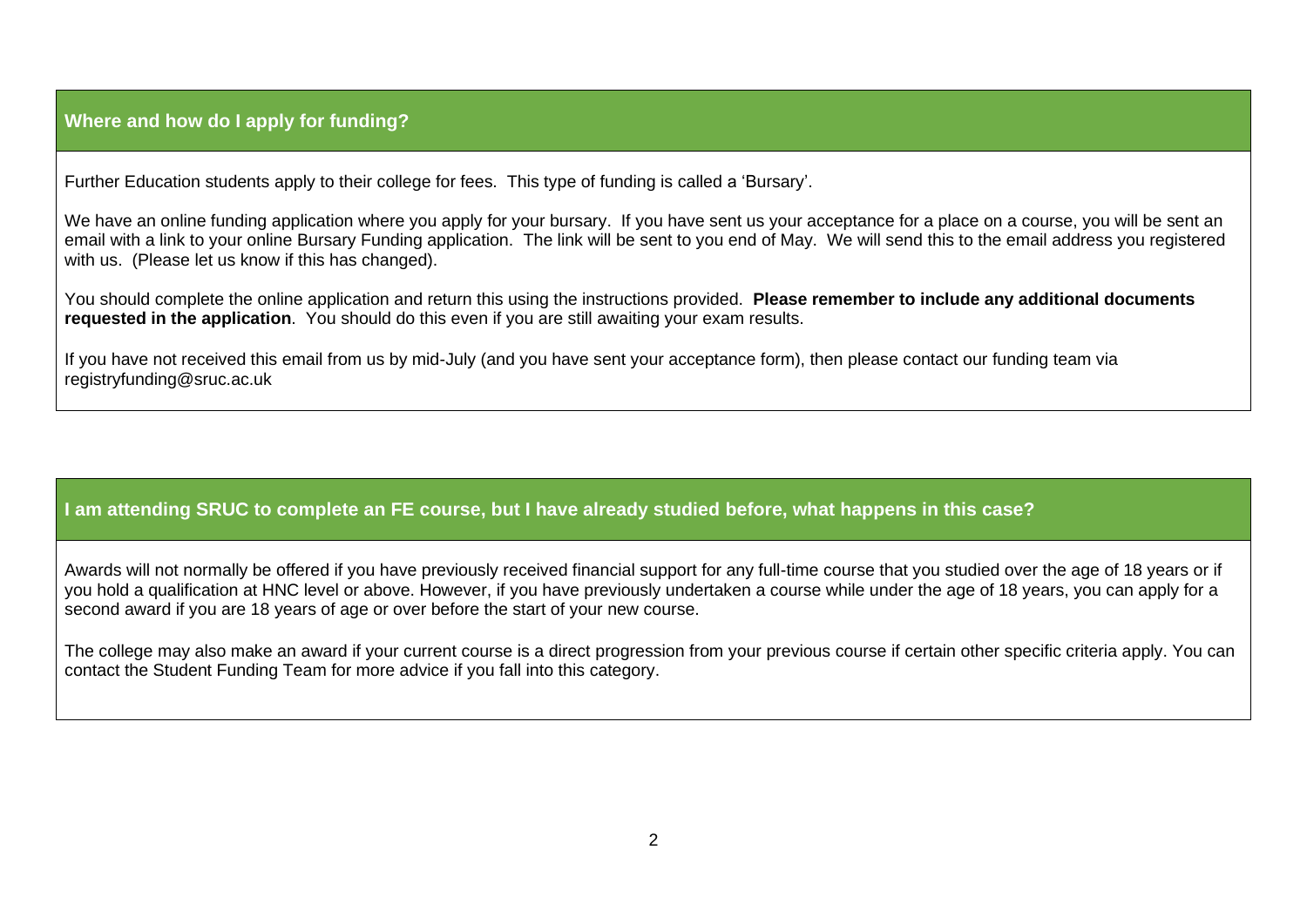## Where and how do I apply for funding?

Further Education students apply to their college for fees. This type of funding is called a 'Bursary'.

We have an online funding application where you apply for your bursary. If you have sent us your acceptance for a place on a course, you will be sent an email with a link to your online Bursary Funding application. The link will be sent to you end of May. We will send this to the email address you registered with us. (Please let us know if this has changed).

You should complete the online application and return this using the instructions provided. **Please remember to include any additional documents requested in the application**. You should do this even if you are still awaiting your exam results.

If you have not received this email from us by mid-July (and you have sent your acceptance form), then please contact our funding team via registryfunding@sruc.ac.uk

## I am attending SRUC to complete an FE course, but I have already studied before, what happens in this case?

Awards will not normally be offered if you have previously received financial support for any full-time course that you studied over the age of 18 years or if you hold a qualification at HNC level or above. However, if you have previously undertaken a course while under the age of 18 years, you can apply for a second award if you are 18 years of age or over before the start of your new course.

The college may also make an award if your current course is a direct progression from your previous course if certain other specific criteria apply. You can contact the Student Funding Team for more advice if you fall into this category.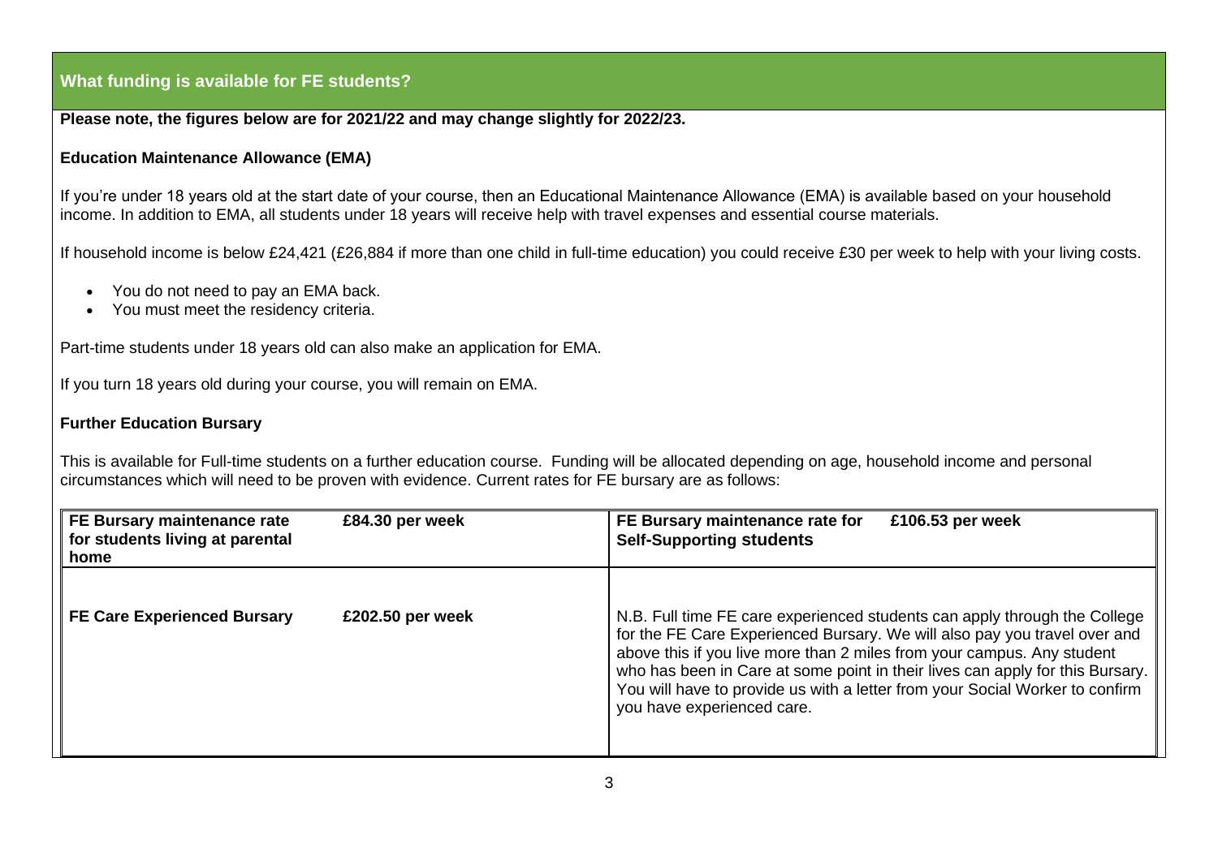## What funding is available for FE students?

**Please note, the figures below are for 2021/22 and may change slightly for 2022/23.**

**Education Maintenance Allowance (EMA)**

If you're under 18 years old at the start date of your course, then an Educational Maintenance Allowance (EMA) is available based on your household income. In addition to EMA, all students under 18 years will receive help with travel expenses and essential course materials.

If household income is below £24,421 (£26,884 if more than one child in full-time education) you could receive £30 per week to help with your living costs.

- You do not need to pay an EMA back.
- You must meet the residency criteria.

Part-time students under 18 years old can also make an application for EMA.

If you turn 18 years old during your course, you will remain on EMA.

**Further Education Bursary**

This is available for Full-time students on a further education course. Funding will be allocated depending on age, household income and personal circumstances which will need to be proven with evidence. Current rates for FE bursary are as follows:

| | | | |
|---|---|---|---|
| **FE Bursary maintenance rate for students living at parental home** | **£84.30 per week** | **FE Bursary maintenance rate for Self-Supporting students** | **£106.53 per week** |
| **FE Care Experienced Bursary** | **£202.50 per week** | N.B. Full time FE care experienced students can apply through the College for the FE Care Experienced Bursary. We will also pay you travel over and above this if you live more than 2 miles from your campus. Any student who has been in Care at some point in their lives can apply for this Bursary. You will have to provide us with a letter from your Social Worker to confirm you have experienced care. | |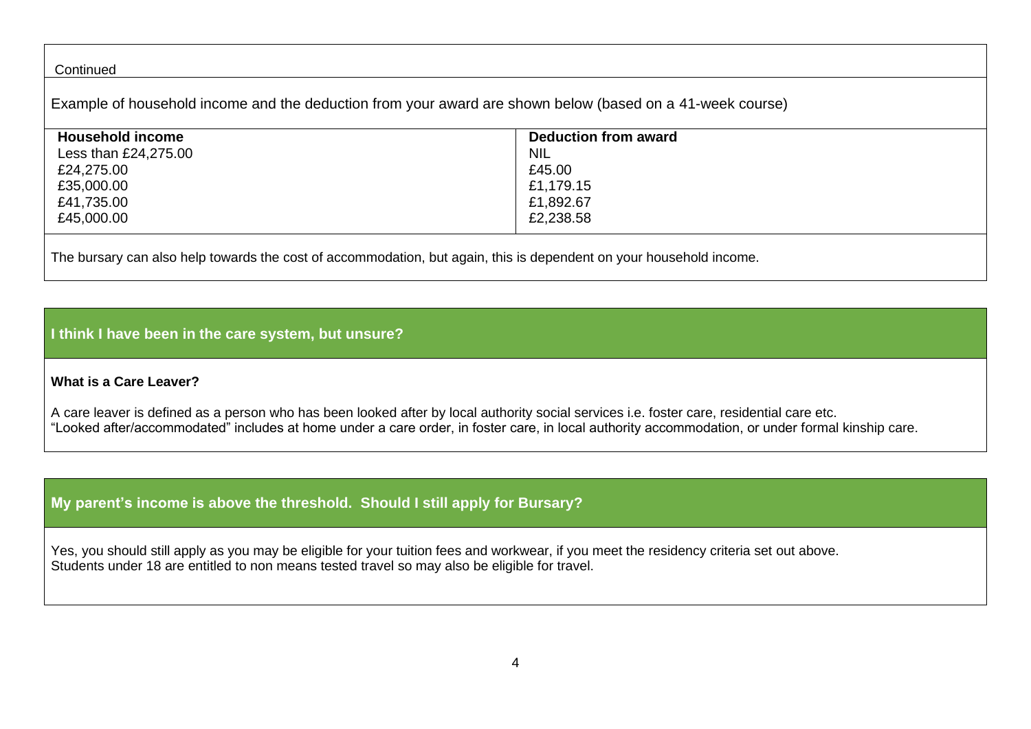Continued

Example of household income and the deduction from your award are shown below (based on a 41-week course)

| Household income | Deduction from award |
| --- | --- |
| Less than £24,275.00 | NIL |
| £24,275.00 | £45.00 |
| £35,000.00 | £1,179.15 |
| £41,735.00 | £1,892.67 |
| £45,000.00 | £2,238.58 |

The bursary can also help towards the cost of accommodation, but again, this is dependent on your household income.

## I think I have been in the care system, but unsure?

**What is a Care Leaver?**

A care leaver is defined as a person who has been looked after by local authority social services i.e. foster care, residential care etc.
"Looked after/accommodated" includes at home under a care order, in foster care, in local authority accommodation, or under formal kinship care.

## My parent's income is above the threshold. Should I still apply for Bursary?

Yes, you should still apply as you may be eligible for your tuition fees and workwear, if you meet the residency criteria set out above.
Students under 18 are entitled to non means tested travel so may also be eligible for travel.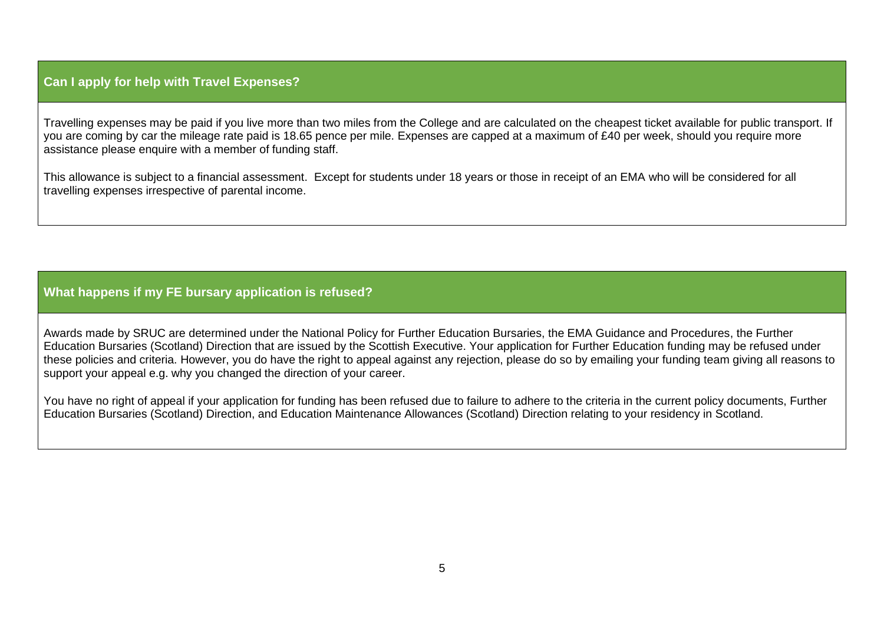## Can I apply for help with Travel Expenses?

Travelling expenses may be paid if you live more than two miles from the College and are calculated on the cheapest ticket available for public transport. If you are coming by car the mileage rate paid is 18.65 pence per mile. Expenses are capped at a maximum of £40 per week, should you require more assistance please enquire with a member of funding staff.

This allowance is subject to a financial assessment. Except for students under 18 years or those in receipt of an EMA who will be considered for all travelling expenses irrespective of parental income.

## What happens if my FE bursary application is refused?

Awards made by SRUC are determined under the National Policy for Further Education Bursaries, the EMA Guidance and Procedures, the Further Education Bursaries (Scotland) Direction that are issued by the Scottish Executive. Your application for Further Education funding may be refused under these policies and criteria. However, you do have the right to appeal against any rejection, please do so by emailing your funding team giving all reasons to support your appeal e.g. why you changed the direction of your career.

You have no right of appeal if your application for funding has been refused due to failure to adhere to the criteria in the current policy documents, Further Education Bursaries (Scotland) Direction, and Education Maintenance Allowances (Scotland) Direction relating to your residency in Scotland.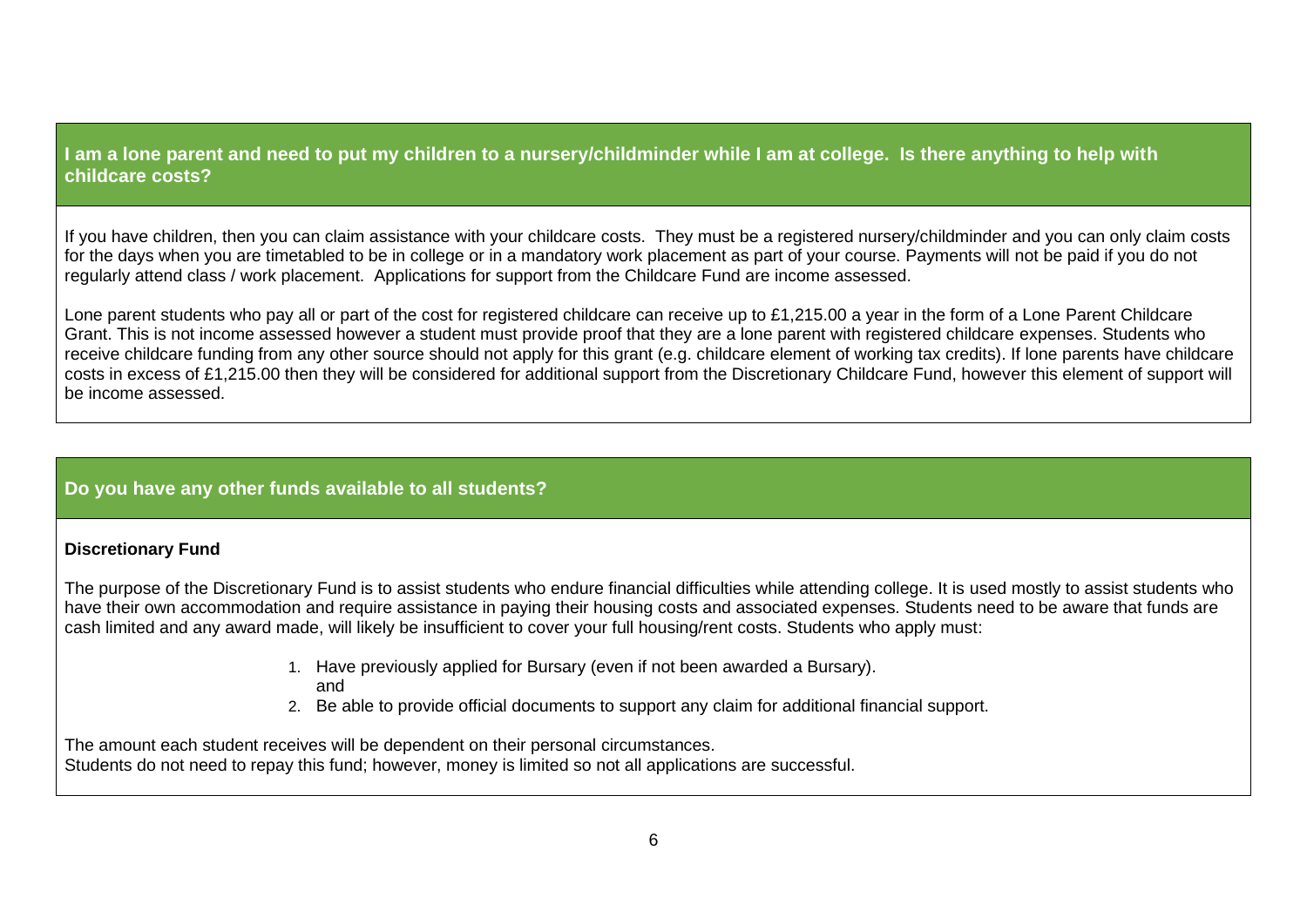## I am a lone parent and need to put my children to a nursery/childminder while I am at college. Is there anything to help with childcare costs?

If you have children, then you can claim assistance with your childcare costs. They must be a registered nursery/childminder and you can only claim costs for the days when you are timetabled to be in college or in a mandatory work placement as part of your course. Payments will not be paid if you do not regularly attend class / work placement. Applications for support from the Childcare Fund are income assessed.

Lone parent students who pay all or part of the cost for registered childcare can receive up to £1,215.00 a year in the form of a Lone Parent Childcare Grant. This is not income assessed however a student must provide proof that they are a lone parent with registered childcare expenses. Students who receive childcare funding from any other source should not apply for this grant (e.g. childcare element of working tax credits). If lone parents have childcare costs in excess of £1,215.00 then they will be considered for additional support from the Discretionary Childcare Fund, however this element of support will be income assessed.

## Do you have any other funds available to all students?

**Discretionary Fund**

The purpose of the Discretionary Fund is to assist students who endure financial difficulties while attending college. It is used mostly to assist students who have their own accommodation and require assistance in paying their housing costs and associated expenses. Students need to be aware that funds are cash limited and any award made, will likely be insufficient to cover your full housing/rent costs. Students who apply must:

1. Have previously applied for Bursary (even if not been awarded a Bursary).
   and
2. Be able to provide official documents to support any claim for additional financial support.

The amount each student receives will be dependent on their personal circumstances.
Students do not need to repay this fund; however, money is limited so not all applications are successful.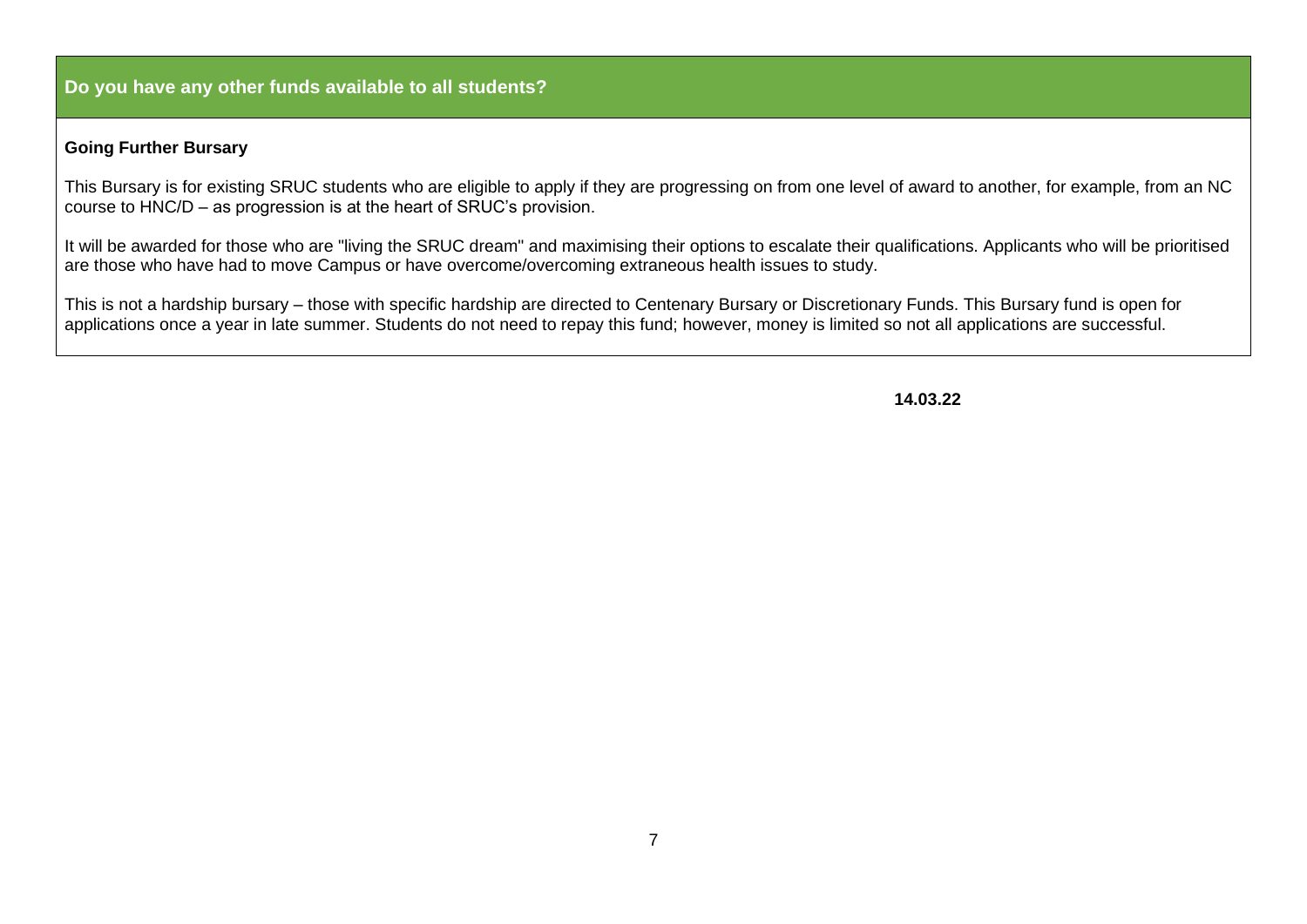## Do you have any other funds available to all students?

**Going Further Bursary**

This Bursary is for existing SRUC students who are eligible to apply if they are progressing on from one level of award to another, for example, from an NC course to HNC/D – as progression is at the heart of SRUC's provision.

It will be awarded for those who are "living the SRUC dream" and maximising their options to escalate their qualifications. Applicants who will be prioritised are those who have had to move Campus or have overcome/overcoming extraneous health issues to study.

This is not a hardship bursary – those with specific hardship are directed to Centenary Bursary or Discretionary Funds. This Bursary fund is open for applications once a year in late summer. Students do not need to repay this fund; however, money is limited so not all applications are successful.

**14.03.22**